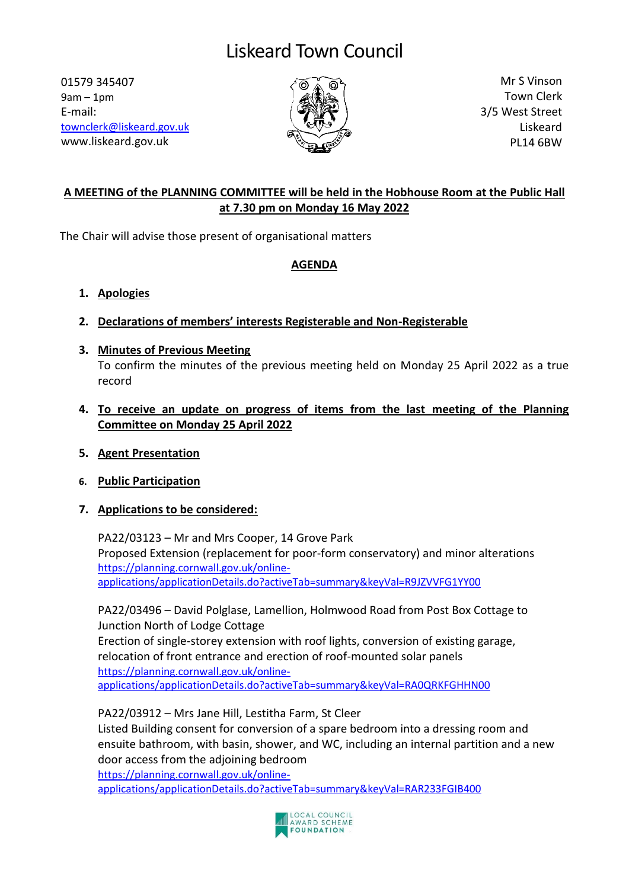# Liskeard Town Council

01579 345407
9am – 1pm
E-mail:
townclerk@liskeard.gov.uk
www.liskeard.gov.uk

Mr S Vinson
Town Clerk
3/5 West Street
Liskeard
PL14 6BW

**A MEETING of the PLANNING COMMITTEE will be held in the Hobhouse Room at the Public Hall at 7.30 pm on Monday 16 May 2022**

The Chair will advise those present of organisational matters

## AGENDA

1. **Apologies**

2. **Declarations of members' interests Registerable and Non-Registerable**

3. **Minutes of Previous Meeting**
   To confirm the minutes of the previous meeting held on Monday 25 April 2022 as a true record

4. **To receive an update on progress of items from the last meeting of the Planning Committee on Monday 25 April 2022**

5. **Agent Presentation**

6. **Public Participation**

7. **Applications to be considered:**

   PA22/03123 – Mr and Mrs Cooper, 14 Grove Park
   Proposed Extension (replacement for poor-form conservatory) and minor alterations
   https://planning.cornwall.gov.uk/online-applications/applicationDetails.do?activeTab=summary&keyVal=R9JZVVFG1YY00

   PA22/03496 – David Polglase, Lamellion, Holmwood Road from Post Box Cottage to Junction North of Lodge Cottage
   Erection of single-storey extension with roof lights, conversion of existing garage, relocation of front entrance and erection of roof-mounted solar panels
   https://planning.cornwall.gov.uk/online-applications/applicationDetails.do?activeTab=summary&keyVal=RA0QRKFGHHN00

   PA22/03912 – Mrs Jane Hill, Lestitha Farm, St Cleer
   Listed Building consent for conversion of a spare bedroom into a dressing room and ensuite bathroom, with basin, shower, and WC, including an internal partition and a new door access from the adjoining bedroom
   https://planning.cornwall.gov.uk/online-applications/applicationDetails.do?activeTab=summary&keyVal=RAR233FGIB400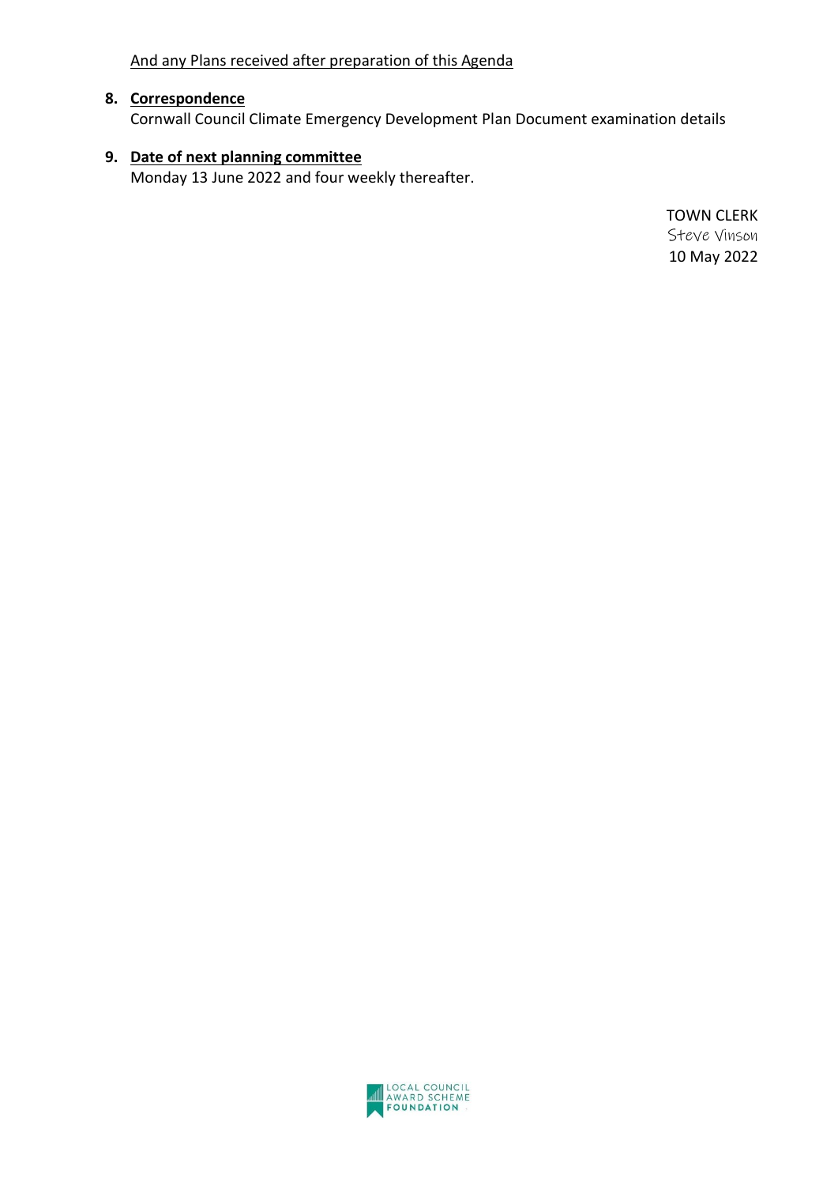And any Plans received after preparation of this Agenda

8. **Correspondence**

   Cornwall Council Climate Emergency Development Plan Document examination details

9. **Date of next planning committee**

   Monday 13 June 2022 and four weekly thereafter.

TOWN CLERK
Steve Vinson
10 May 2022

LOCAL COUNCIL AWARD SCHEME FOUNDATION